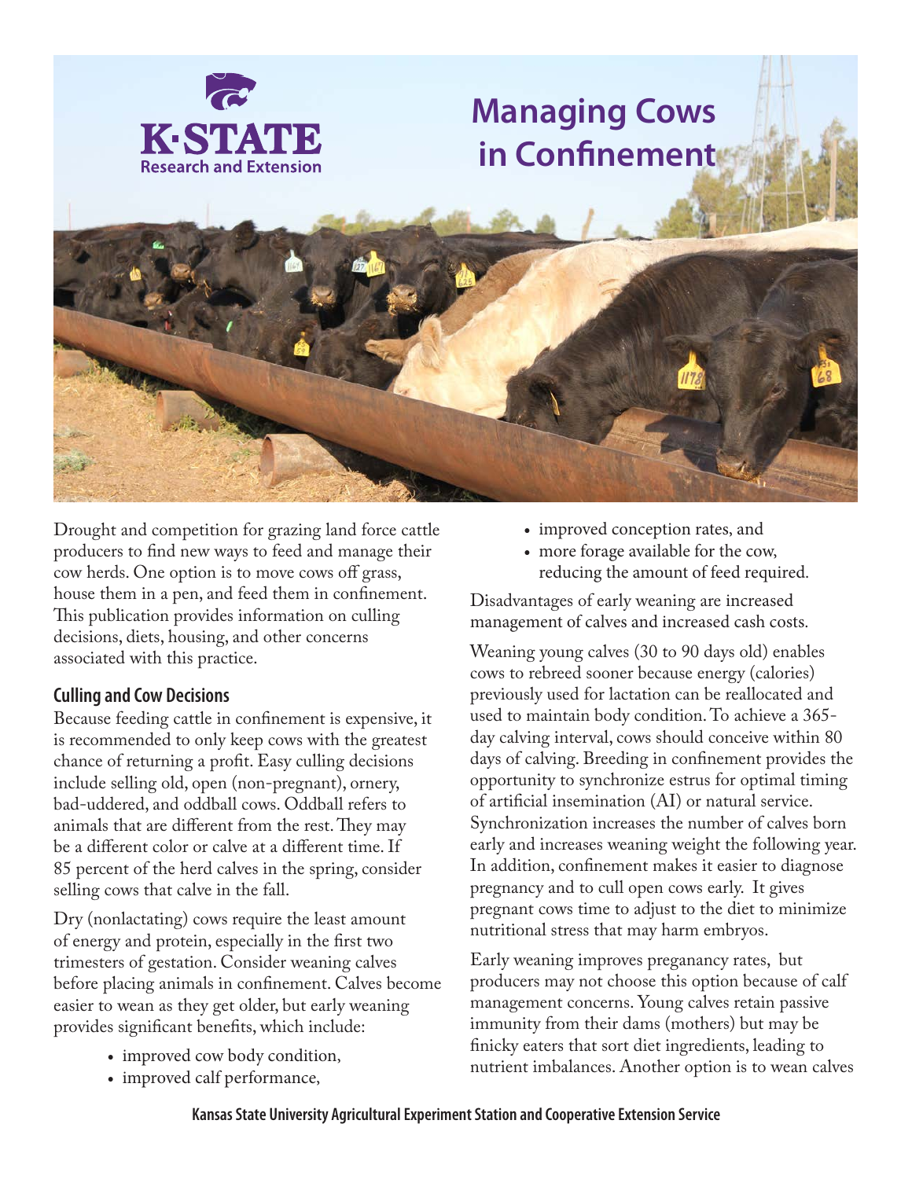# Managing Cows in Confinement

Drought and competition for grazing land force cattle producers to find new ways to feed and manage their cow herds. One option is to move cows off grass, house them in a pen, and feed them in confinement. This publication provides information on culling decisions, diets, housing, and other concerns associated with this practice.

## Culling and Cow Decisions

Because feeding cattle in confinement is expensive, it is recommended to only keep cows with the greatest chance of returning a profit. Easy culling decisions include selling old, open (non-pregnant), ornery, bad-uddered, and oddball cows. Oddball refers to animals that are different from the rest. They may be a different color or calve at a different time. If 85 percent of the herd calves in the spring, consider selling cows that calve in the fall.

Dry (nonlactating) cows require the least amount of energy and protein, especially in the first two trimesters of gestation. Consider weaning calves before placing animals in confinement. Calves become easier to wean as they get older, but early weaning provides significant benefits, which include:

- improved cow body condition,
- improved calf performance,
- improved conception rates, and
- more forage available for the cow, reducing the amount of feed required.

Disadvantages of early weaning are increased management of calves and increased cash costs.

Weaning young calves (30 to 90 days old) enables cows to rebreed sooner because energy (calories) previously used for lactation can be reallocated and used to maintain body condition. To achieve a 365-day calving interval, cows should conceive within 80 days of calving. Breeding in confinement provides the opportunity to synchronize estrus for optimal timing of artificial insemination (AI) or natural service. Synchronization increases the number of calves born early and increases weaning weight the following year. In addition, confinement makes it easier to diagnose pregnancy and to cull open cows early. It gives pregnant cows time to adjust to the diet to minimize nutritional stress that may harm embryos.

Early weaning improves preganancy rates, but producers may not choose this option because of calf management concerns. Young calves retain passive immunity from their dams (mothers) but may be finicky eaters that sort diet ingredients, leading to nutrient imbalances. Another option is to wean calves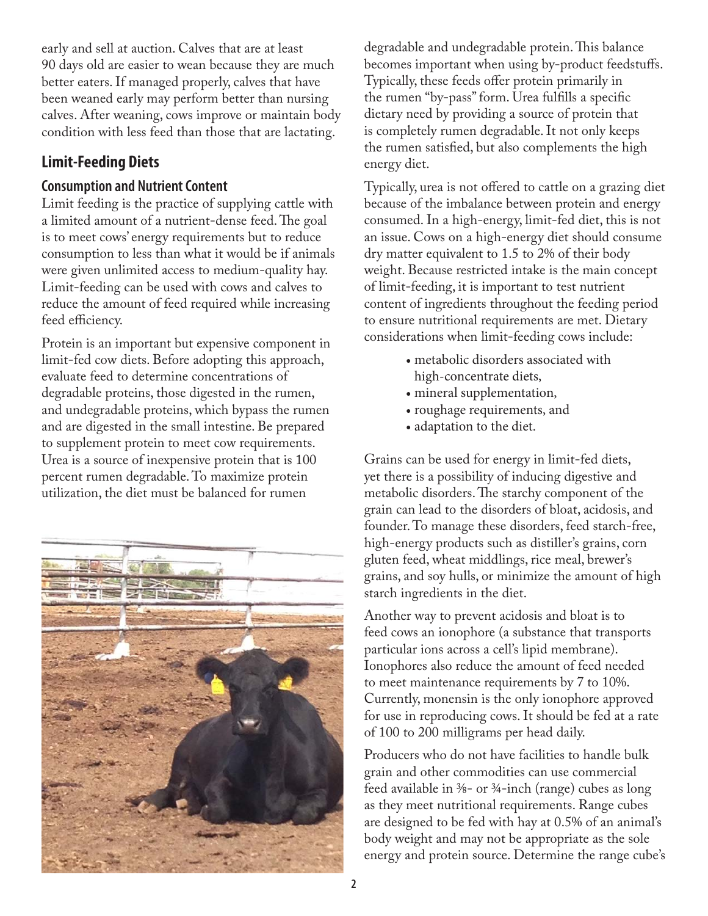early and sell at auction. Calves that are at least 90 days old are easier to wean because they are much better eaters. If managed properly, calves that have been weaned early may perform better than nursing calves. After weaning, cows improve or maintain body condition with less feed than those that are lactating.

## Limit-Feeding Diets

### Consumption and Nutrient Content

Limit feeding is the practice of supplying cattle with a limited amount of a nutrient-dense feed. The goal is to meet cows' energy requirements but to reduce consumption to less than what it would be if animals were given unlimited access to medium-quality hay. Limit-feeding can be used with cows and calves to reduce the amount of feed required while increasing feed efficiency.

Protein is an important but expensive component in limit-fed cow diets. Before adopting this approach, evaluate feed to determine concentrations of degradable proteins, those digested in the rumen, and undegradable proteins, which bypass the rumen and are digested in the small intestine. Be prepared to supplement protein to meet cow requirements. Urea is a source of inexpensive protein that is 100 percent rumen degradable. To maximize protein utilization, the diet must be balanced for rumen degradable and undegradable protein. This balance becomes important when using by-product feedstuffs. Typically, these feeds offer protein primarily in the rumen "by-pass" form. Urea fulfills a specific dietary need by providing a source of protein that is completely rumen degradable. It not only keeps the rumen satisfied, but also complements the high energy diet.

Typically, urea is not offered to cattle on a grazing diet because of the imbalance between protein and energy consumed. In a high-energy, limit-fed diet, this is not an issue. Cows on a high-energy diet should consume dry matter equivalent to 1.5 to 2% of their body weight. Because restricted intake is the main concept of limit-feeding, it is important to test nutrient content of ingredients throughout the feeding period to ensure nutritional requirements are met. Dietary considerations when limit-feeding cows include:

- metabolic disorders associated with high-concentrate diets,
- mineral supplementation,
- roughage requirements, and
- adaptation to the diet.

Grains can be used for energy in limit-fed diets, yet there is a possibility of inducing digestive and metabolic disorders. The starchy component of the grain can lead to the disorders of bloat, acidosis, and founder. To manage these disorders, feed starch-free, high-energy products such as distiller's grains, corn gluten feed, wheat middlings, rice meal, brewer's grains, and soy hulls, or minimize the amount of high starch ingredients in the diet.

Another way to prevent acidosis and bloat is to feed cows an ionophore (a substance that transports particular ions across a cell's lipid membrane). Ionophores also reduce the amount of feed needed to meet maintenance requirements by 7 to 10%. Currently, monensin is the only ionophore approved for use in reproducing cows. It should be fed at a rate of 100 to 200 milligrams per head daily.

Producers who do not have facilities to handle bulk grain and other commodities can use commercial feed available in ⅜- or ¾-inch (range) cubes as long as they meet nutritional requirements. Range cubes are designed to be fed with hay at 0.5% of an animal's body weight and may not be appropriate as the sole energy and protein source. Determine the range cube's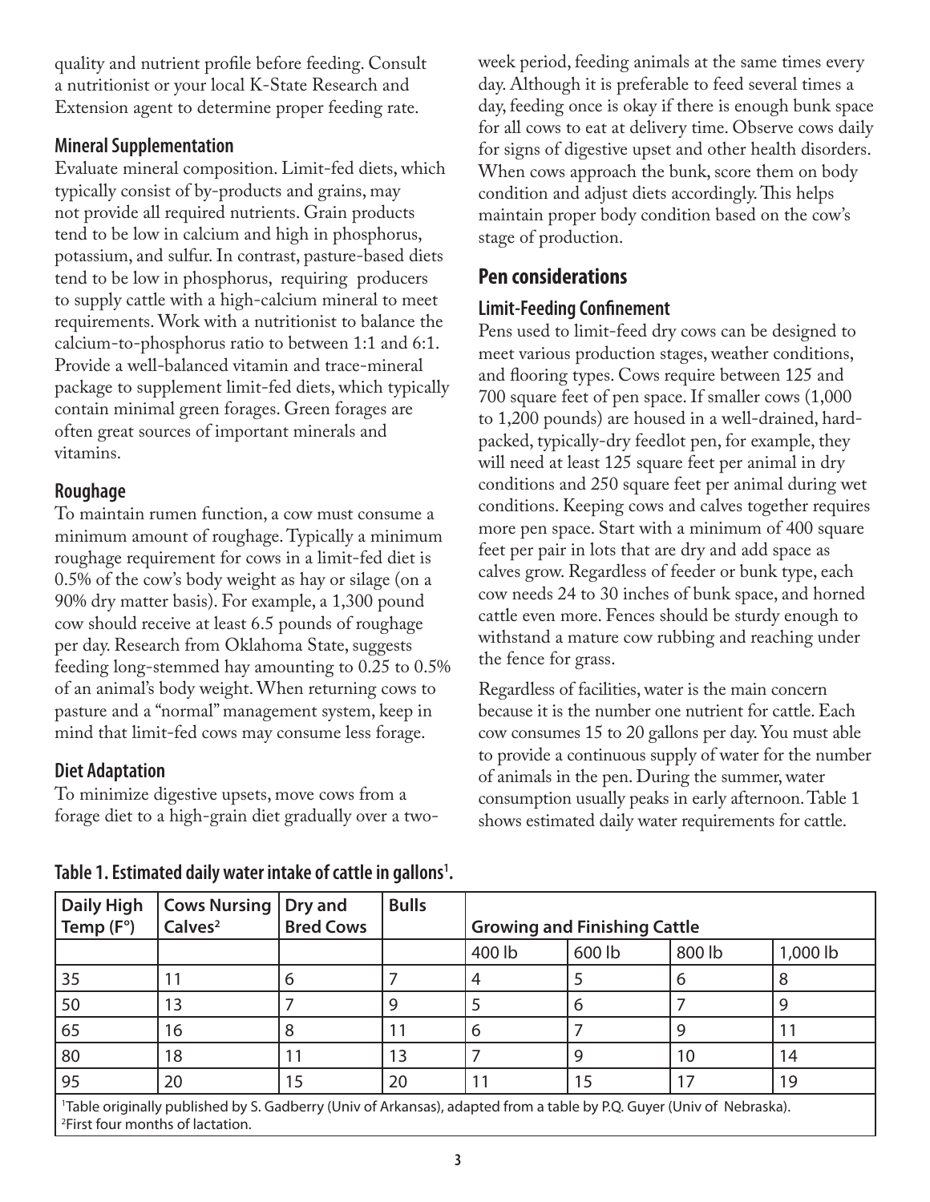quality and nutrient profile before feeding. Consult a nutritionist or your local K-State Research and Extension agent to determine proper feeding rate.

### Mineral Supplementation

Evaluate mineral composition. Limit-fed diets, which typically consist of by-products and grains, may not provide all required nutrients. Grain products tend to be low in calcium and high in phosphorus, potassium, and sulfur. In contrast, pasture-based diets tend to be low in phosphorus, requiring producers to supply cattle with a high-calcium mineral to meet requirements. Work with a nutritionist to balance the calcium-to-phosphorus ratio to between 1:1 and 6:1. Provide a well-balanced vitamin and trace-mineral package to supplement limit-fed diets, which typically contain minimal green forages. Green forages are often great sources of important minerals and vitamins.

### Roughage

To maintain rumen function, a cow must consume a minimum amount of roughage. Typically a minimum roughage requirement for cows in a limit-fed diet is 0.5% of the cow's body weight as hay or silage (on a 90% dry matter basis). For example, a 1,300 pound cow should receive at least 6.5 pounds of roughage per day. Research from Oklahoma State, suggests feeding long-stemmed hay amounting to 0.25 to 0.5% of an animal's body weight. When returning cows to pasture and a "normal" management system, keep in mind that limit-fed cows may consume less forage.

### Diet Adaptation

To minimize digestive upsets, move cows from a forage diet to a high-grain diet gradually over a two-week period, feeding animals at the same times every day. Although it is preferable to feed several times a day, feeding once is okay if there is enough bunk space for all cows to eat at delivery time. Observe cows daily for signs of digestive upset and other health disorders. When cows approach the bunk, score them on body condition and adjust diets accordingly. This helps maintain proper body condition based on the cow's stage of production.

## Pen considerations

### Limit-Feeding Confinement

Pens used to limit-feed dry cows can be designed to meet various production stages, weather conditions, and flooring types. Cows require between 125 and 700 square feet of pen space. If smaller cows (1,000 to 1,200 pounds) are housed in a well-drained, hard-packed, typically-dry feedlot pen, for example, they will need at least 125 square feet per animal in dry conditions and 250 square feet per animal during wet conditions. Keeping cows and calves together requires more pen space. Start with a minimum of 400 square feet per pair in lots that are dry and add space as calves grow. Regardless of feeder or bunk type, each cow needs 24 to 30 inches of bunk space, and horned cattle even more. Fences should be sturdy enough to withstand a mature cow rubbing and reaching under the fence for grass.

Regardless of facilities, water is the main concern because it is the number one nutrient for cattle. Each cow consumes 15 to 20 gallons per day. You must able to provide a continuous supply of water for the number of animals in the pen. During the summer, water consumption usually peaks in early afternoon. Table 1 shows estimated daily water requirements for cattle.

**Table 1. Estimated daily water intake of cattle in gallons[1].**

| Daily High Temp (F°) | Cows Nursing Calves[2] | Dry and Bred Cows | Bulls | Growing and Finishing Cattle | | | |
|---|---|---|---|---|---|---|---|
| | | | | 400 lb | 600 lb | 800 lb | 1,000 lb |
| 35 | 11 | 6 | 7 | 4 | 5 | 6 | 8 |
| 50 | 13 | 7 | 9 | 5 | 6 | 7 | 9 |
| 65 | 16 | 8 | 11 | 6 | 7 | 9 | 11 |
| 80 | 18 | 11 | 13 | 7 | 9 | 10 | 14 |
| 95 | 20 | 15 | 20 | 11 | 15 | 17 | 19 |

[1]Table originally published by S. Gadberry (Univ of Arkansas), adapted from a table by P.Q. Guyer (Univ of Nebraska).
[2]First four months of lactation.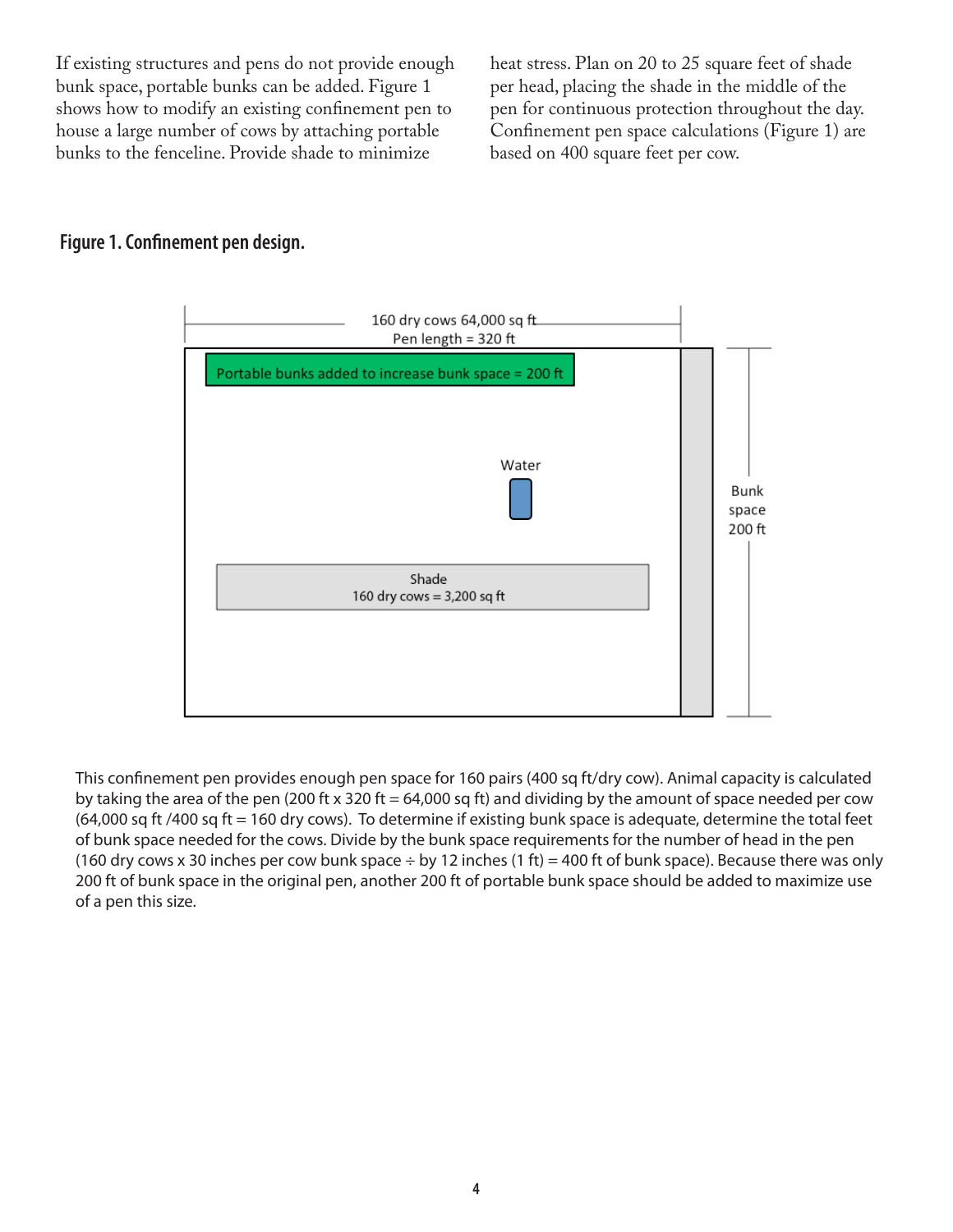If existing structures and pens do not provide enough bunk space, portable bunks can be added. Figure 1 shows how to modify an existing confinement pen to house a large number of cows by attaching portable bunks to the fenceline. Provide shade to minimize heat stress. Plan on 20 to 25 square feet of shade per head, placing the shade in the middle of the pen for continuous protection throughout the day. Confinement pen space calculations (Figure 1) are based on 400 square feet per cow.

**Figure 1. Confinement pen design.**

160 dry cows 64,000 sq ft
Pen length = 320 ft

Portable bunks added to increase bunk space = 200 ft

Water

Bunk space 200 ft

Shade
160 dry cows = 3,200 sq ft

This confinement pen provides enough pen space for 160 pairs (400 sq ft/dry cow). Animal capacity is calculated by taking the area of the pen (200 ft x 320 ft = 64,000 sq ft) and dividing by the amount of space needed per cow (64,000 sq ft /400 sq ft = 160 dry cows). To determine if existing bunk space is adequate, determine the total feet of bunk space needed for the cows. Divide by the bunk space requirements for the number of head in the pen (160 dry cows x 30 inches per cow bunk space ÷ by 12 inches (1 ft) = 400 ft of bunk space). Because there was only 200 ft of bunk space in the original pen, another 200 ft of portable bunk space should be added to maximize use of a pen this size.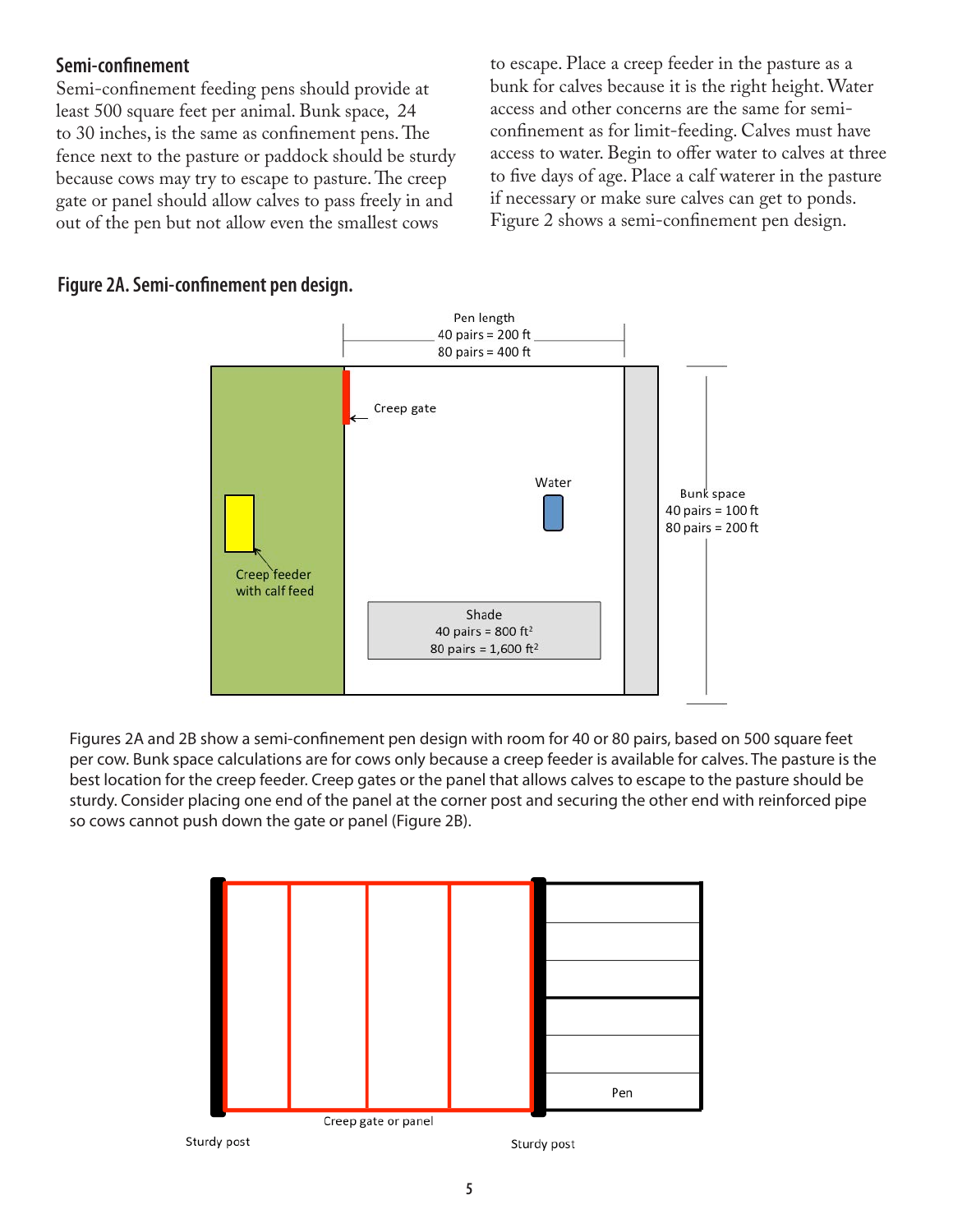## Semi-confinement

Semi-confinement feeding pens should provide at least 500 square feet per animal. Bunk space, 24 to 30 inches, is the same as confinement pens. The fence next to the pasture or paddock should be sturdy because cows may try to escape to pasture. The creep gate or panel should allow calves to pass freely in and out of the pen but not allow even the smallest cows to escape. Place a creep feeder in the pasture as a bunk for calves because it is the right height. Water access and other concerns are the same for semi-confinement as for limit-feeding. Calves must have access to water. Begin to offer water to calves at three to five days of age. Place a calf waterer in the pasture if necessary or make sure calves can get to ponds. Figure 2 shows a semi-confinement pen design.

**Figure 2A. Semi-confinement pen design.**

Pen length
40 pairs = 200 ft
80 pairs = 400 ft

Creep gate

Water

Bunk space
40 pairs = 100 ft
80 pairs = 200 ft

Creep feeder with calf feed

Shade
40 pairs = 800 ft$^2$
80 pairs = 1,600 ft$^2$

Figures 2A and 2B show a semi-confinement pen design with room for 40 or 80 pairs, based on 500 square feet per cow. Bunk space calculations are for cows only because a creep feeder is available for calves. The pasture is the best location for the creep feeder. Creep gates or the panel that allows calves to escape to the pasture should be sturdy. Consider placing one end of the panel at the corner post and securing the other end with reinforced pipe so cows cannot push down the gate or panel (Figure 2B).

Pen

Creep gate or panel

Sturdy post

Sturdy post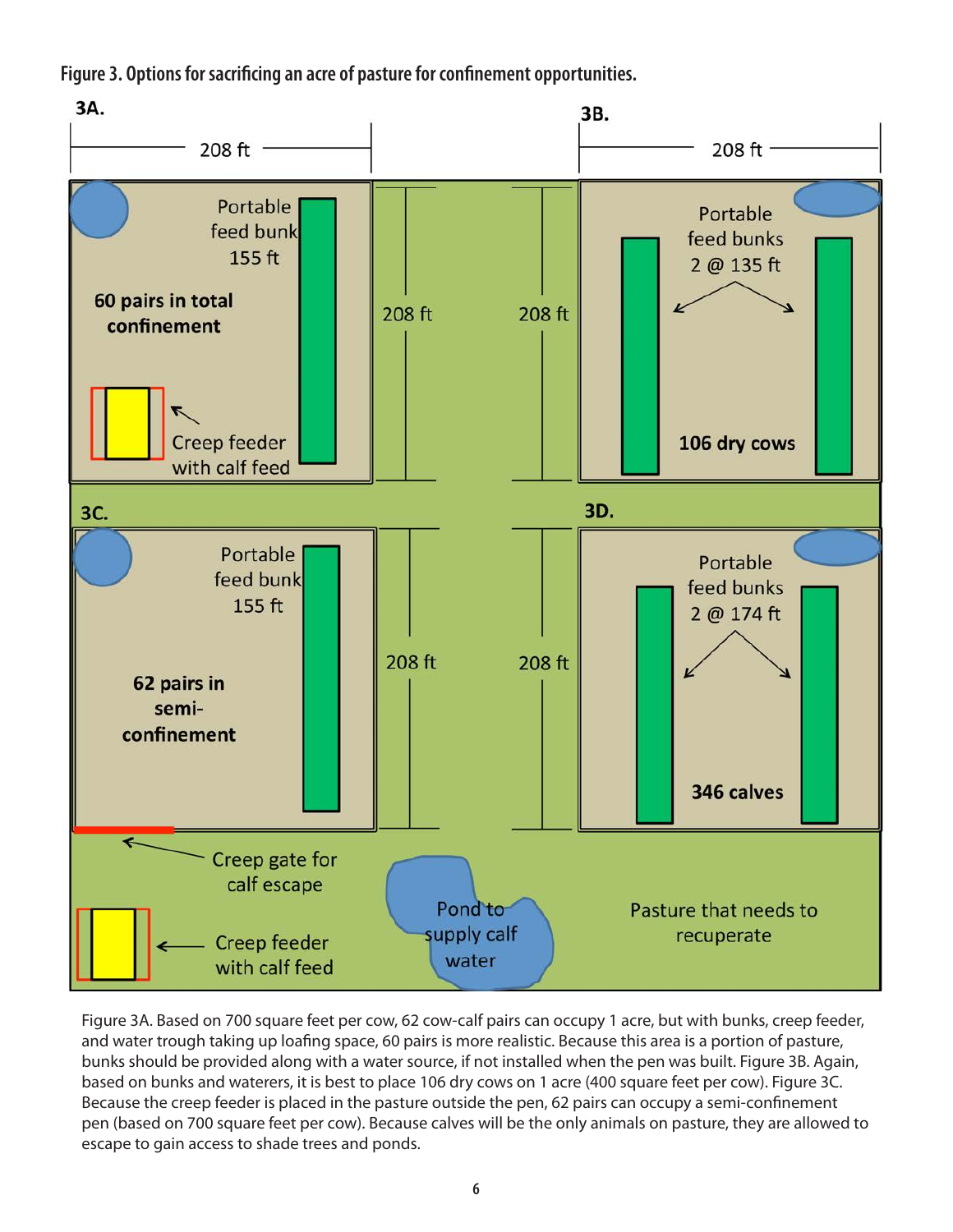**Figure 3. Options for sacrificing an acre of pasture for confinement opportunities.**

**3A.**

208 ft

208 ft

Portable feed bunk 155 ft

**60 pairs in total confinement**

Creep feeder with calf feed

**3B.**

208 ft

208 ft

Portable feed bunks 2 @ 135 ft

**106 dry cows**

**3C.**

208 ft

Portable feed bunk 155 ft

**62 pairs in semi-confinement**

Creep gate for calf escape

Creep feeder with calf feed

**3D.**

208 ft

Portable feed bunks 2 @ 174 ft

**346 calves**

Pond to supply calf water

Pasture that needs to recuperate

Figure 3A. Based on 700 square feet per cow, 62 cow-calf pairs can occupy 1 acre, but with bunks, creep feeder, and water trough taking up loafing space, 60 pairs is more realistic. Because this area is a portion of pasture, bunks should be provided along with a water source, if not installed when the pen was built. Figure 3B. Again, based on bunks and waterers, it is best to place 106 dry cows on 1 acre (400 square feet per cow). Figure 3C. Because the creep feeder is placed in the pasture outside the pen, 62 pairs can occupy a semi-confinement pen (based on 700 square feet per cow). Because calves will be the only animals on pasture, they are allowed to escape to gain access to shade trees and ponds.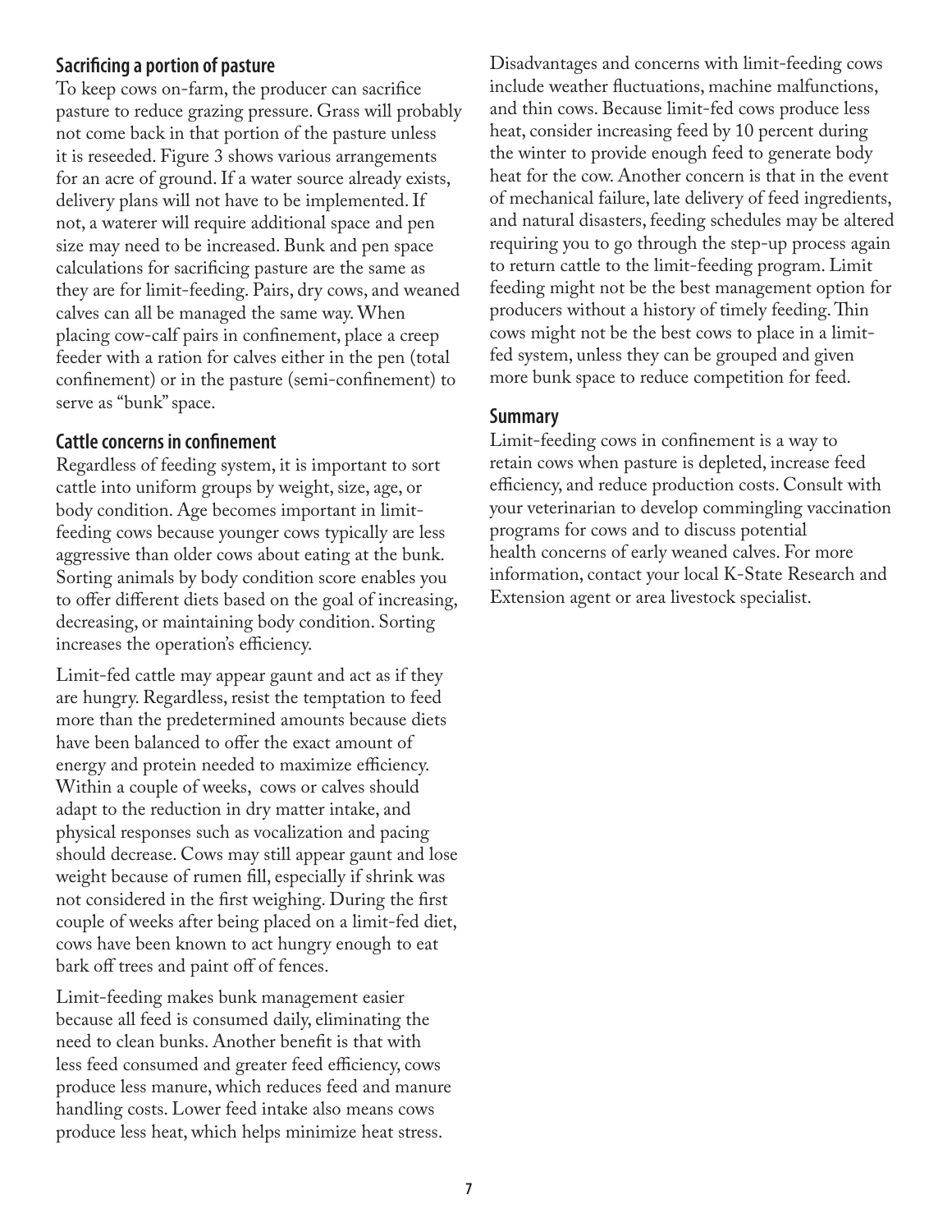### Sacrificing a portion of pasture

To keep cows on-farm, the producer can sacrifice pasture to reduce grazing pressure. Grass will probably not come back in that portion of the pasture unless it is reseeded. Figure 3 shows various arrangements for an acre of ground. If a water source already exists, delivery plans will not have to be implemented. If not, a waterer will require additional space and pen size may need to be increased. Bunk and pen space calculations for sacrificing pasture are the same as they are for limit-feeding. Pairs, dry cows, and weaned calves can all be managed the same way. When placing cow-calf pairs in confinement, place a creep feeder with a ration for calves either in the pen (total confinement) or in the pasture (semi-confinement) to serve as "bunk" space.

### Cattle concerns in confinement

Regardless of feeding system, it is important to sort cattle into uniform groups by weight, size, age, or body condition. Age becomes important in limit-feeding cows because younger cows typically are less aggressive than older cows about eating at the bunk. Sorting animals by body condition score enables you to offer different diets based on the goal of increasing, decreasing, or maintaining body condition. Sorting increases the operation's efficiency.

Limit-fed cattle may appear gaunt and act as if they are hungry. Regardless, resist the temptation to feed more than the predetermined amounts because diets have been balanced to offer the exact amount of energy and protein needed to maximize efficiency. Within a couple of weeks, cows or calves should adapt to the reduction in dry matter intake, and physical responses such as vocalization and pacing should decrease. Cows may still appear gaunt and lose weight because of rumen fill, especially if shrink was not considered in the first weighing. During the first couple of weeks after being placed on a limit-fed diet, cows have been known to act hungry enough to eat bark off trees and paint off of fences.

Limit-feeding makes bunk management easier because all feed is consumed daily, eliminating the need to clean bunks. Another benefit is that with less feed consumed and greater feed efficiency, cows produce less manure, which reduces feed and manure handling costs. Lower feed intake also means cows produce less heat, which helps minimize heat stress.

Disadvantages and concerns with limit-feeding cows include weather fluctuations, machine malfunctions, and thin cows. Because limit-fed cows produce less heat, consider increasing feed by 10 percent during the winter to provide enough feed to generate body heat for the cow. Another concern is that in the event of mechanical failure, late delivery of feed ingredients, and natural disasters, feeding schedules may be altered requiring you to go through the step-up process again to return cattle to the limit-feeding program. Limit feeding might not be the best management option for producers without a history of timely feeding. Thin cows might not be the best cows to place in a limit-fed system, unless they can be grouped and given more bunk space to reduce competition for feed.

### Summary

Limit-feeding cows in confinement is a way to retain cows when pasture is depleted, increase feed efficiency, and reduce production costs. Consult with your veterinarian to develop commingling vaccination programs for cows and to discuss potential health concerns of early weaned calves. For more information, contact your local K-State Research and Extension agent or area livestock specialist.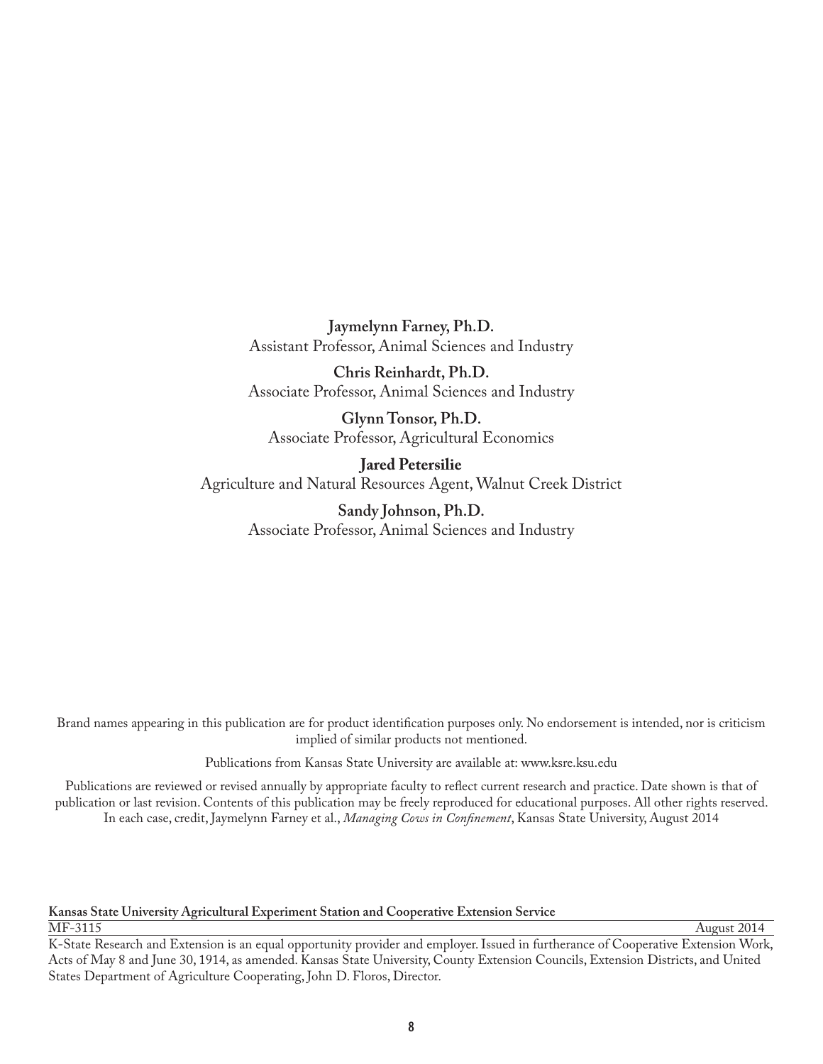**Jaymelynn Farney, Ph.D.**
Assistant Professor, Animal Sciences and Industry

**Chris Reinhardt, Ph.D.**
Associate Professor, Animal Sciences and Industry

**Glynn Tonsor, Ph.D.**
Associate Professor, Agricultural Economics

**Jared Petersilie**
Agriculture and Natural Resources Agent, Walnut Creek District

**Sandy Johnson, Ph.D.**
Associate Professor, Animal Sciences and Industry

Brand names appearing in this publication are for product identification purposes only. No endorsement is intended, nor is criticism implied of similar products not mentioned.

Publications from Kansas State University are available at: www.ksre.ksu.edu

Publications are reviewed or revised annually by appropriate faculty to reflect current research and practice. Date shown is that of publication or last revision. Contents of this publication may be freely reproduced for educational purposes. All other rights reserved. In each case, credit, Jaymelynn Farney et al., *Managing Cows in Confinement*, Kansas State University, August 2014

**Kansas State University Agricultural Experiment Station and Cooperative Extension Service**

MF-3115 August 2014

K-State Research and Extension is an equal opportunity provider and employer. Issued in furtherance of Cooperative Extension Work, Acts of May 8 and June 30, 1914, as amended. Kansas State University, County Extension Councils, Extension Districts, and United States Department of Agriculture Cooperating, John D. Floros, Director.